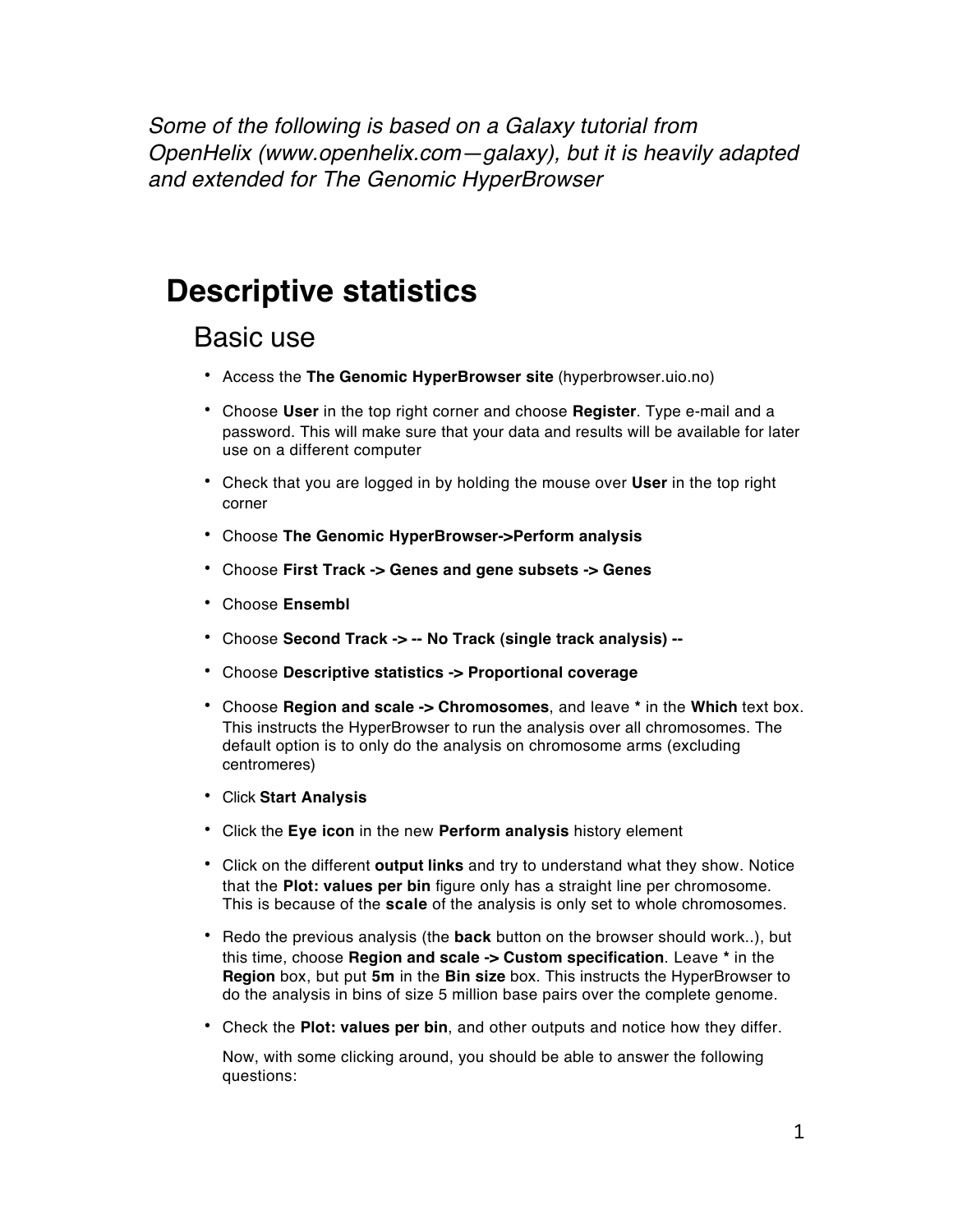*Some of the following is based on a Galaxy tutorial from OpenHelix (www.openhelix.com—galaxy), but it is heavily adapted and extended for The Genomic HyperBrowser*

# Descriptive statistics

## Basic use

- Access the **The Genomic HyperBrowser site** (hyperbrowser.uio.no)
- Choose **User** in the top right corner and choose **Register**. Type e-mail and a password. This will make sure that your data and results will be available for later use on a different computer
- Check that you are logged in by holding the mouse over **User** in the top right corner
- Choose **The Genomic HyperBrowser->Perform analysis**
- Choose **First Track -> Genes and gene subsets -> Genes**
- Choose **Ensembl**
- Choose **Second Track -> -- No Track (single track analysis) --**
- Choose **Descriptive statistics -> Proportional coverage**
- Choose **Region and scale -> Chromosomes**, and leave * in the **Which** text box. This instructs the HyperBrowser to run the analysis over all chromosomes. The default option is to only do the analysis on chromosome arms (excluding centromeres)
- Click **Start Analysis**
- Click the **Eye icon** in the new **Perform analysis** history element
- Click on the different **output links** and try to understand what they show. Notice that the **Plot: values per bin** figure only has a straight line per chromosome. This is because of the **scale** of the analysis is only set to whole chromosomes.
- Redo the previous analysis (the **back** button on the browser should work..), but this time, choose **Region and scale -> Custom specification**. Leave * in the **Region** box, but put **5m** in the **Bin size** box. This instructs the HyperBrowser to do the analysis in bins of size 5 million base pairs over the complete genome.
- Check the **Plot: values per bin**, and other outputs and notice how they differ.

  Now, with some clicking around, you should be able to answer the following questions: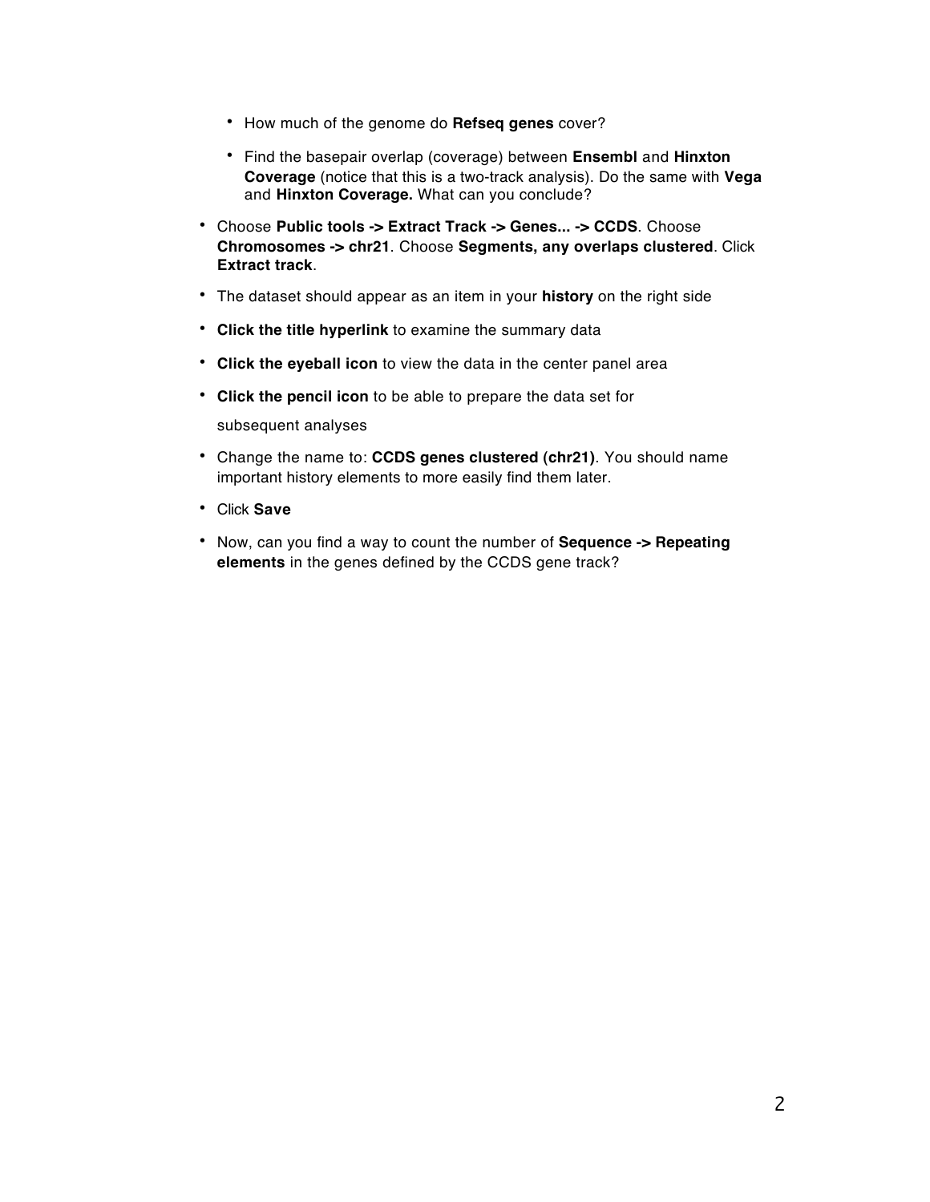- How much of the genome do **Refseq genes** cover?
- Find the basepair overlap (coverage) between **Ensembl** and **Hinxton Coverage** (notice that this is a two-track analysis). Do the same with **Vega** and **Hinxton Coverage.** What can you conclude?

- Choose **Public tools -> Extract Track -> Genes... -> CCDS**. Choose **Chromosomes -> chr21**. Choose **Segments, any overlaps clustered**. Click **Extract track**.
- The dataset should appear as an item in your **history** on the right side
- **Click the title hyperlink** to examine the summary data
- **Click the eyeball icon** to view the data in the center panel area
- **Click the pencil icon** to be able to prepare the data set for subsequent analyses
- Change the name to: **CCDS genes clustered (chr21)**. You should name important history elements to more easily find them later.
- Click **Save**
- Now, can you find a way to count the number of **Sequence -> Repeating elements** in the genes defined by the CCDS gene track?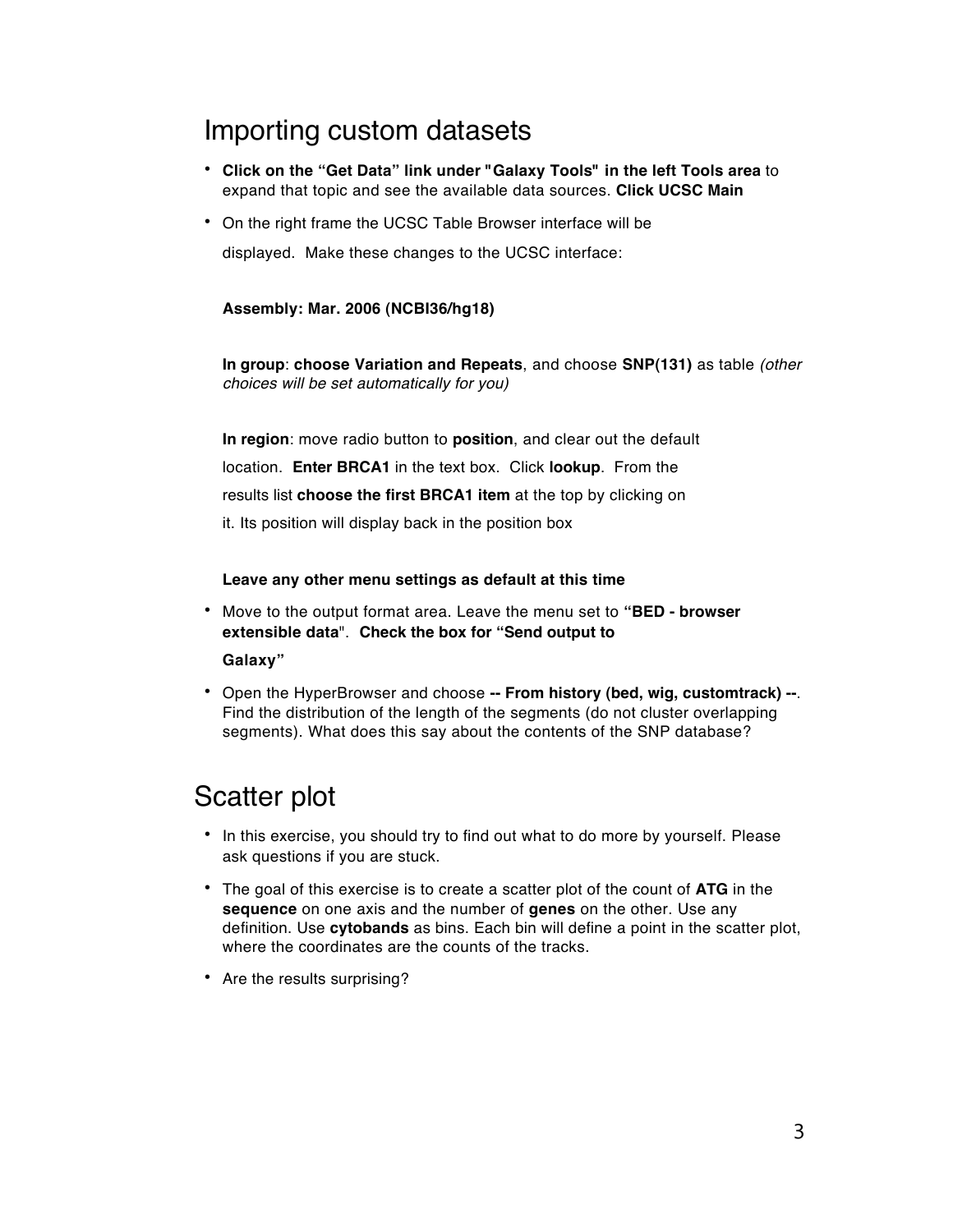## Importing custom datasets

- **Click on the "Get Data" link under "Galaxy Tools" in the left Tools area** to expand that topic and see the available data sources. **Click UCSC Main**
- On the right frame the UCSC Table Browser interface will be displayed. Make these changes to the UCSC interface:

  **Assembly: Mar. 2006 (NCBI36/hg18)**

  **In group**: **choose Variation and Repeats**, and choose **SNP(131)** as table *(other choices will be set automatically for you)*

  **In region**: move radio button to **position**, and clear out the default location. **Enter BRCA1** in the text box. Click **lookup**. From the results list **choose the first BRCA1 item** at the top by clicking on it. Its position will display back in the position box

  **Leave any other menu settings as default at this time**

- Move to the output format area. Leave the menu set to **"BED - browser extensible data"**. **Check the box for "Send output to Galaxy"**
- Open the HyperBrowser and choose **-- From history (bed, wig, customtrack) --**. Find the distribution of the length of the segments (do not cluster overlapping segments). What does this say about the contents of the SNP database?

## Scatter plot

- In this exercise, you should try to find out what to do more by yourself. Please ask questions if you are stuck.
- The goal of this exercise is to create a scatter plot of the count of **ATG** in the **sequence** on one axis and the number of **genes** on the other. Use any definition. Use **cytobands** as bins. Each bin will define a point in the scatter plot, where the coordinates are the counts of the tracks.
- Are the results surprising?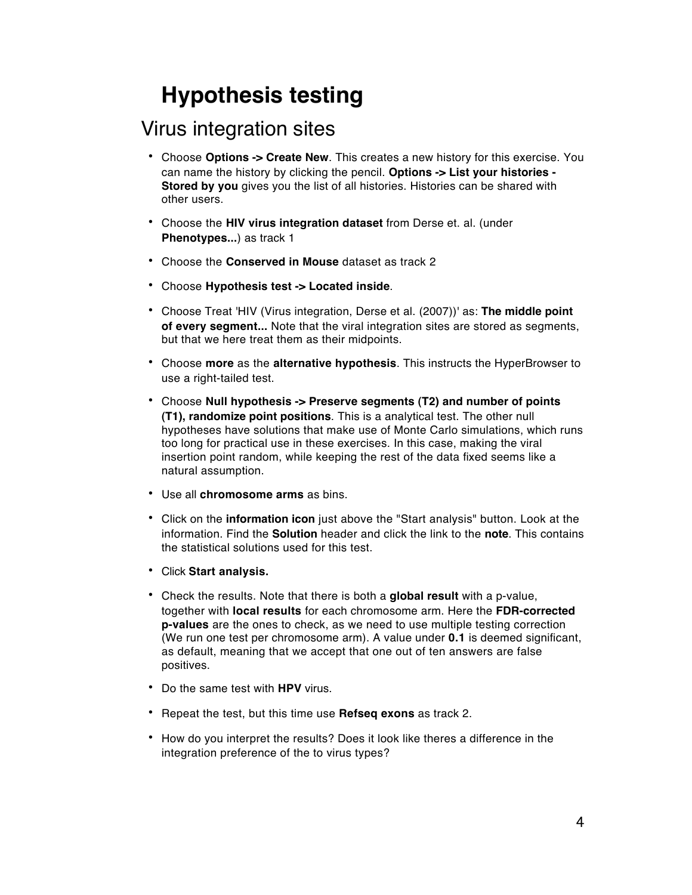# Hypothesis testing

## Virus integration sites

- Choose **Options -> Create New**. This creates a new history for this exercise. You can name the history by clicking the pencil. **Options -> List your histories - Stored by you** gives you the list of all histories. Histories can be shared with other users.
- Choose the **HIV virus integration dataset** from Derse et. al. (under **Phenotypes...**) as track 1
- Choose the **Conserved in Mouse** dataset as track 2
- Choose **Hypothesis test -> Located inside**.
- Choose Treat 'HIV (Virus integration, Derse et al. (2007))' as: **The middle point of every segment...** Note that the viral integration sites are stored as segments, but that we here treat them as their midpoints.
- Choose **more** as the **alternative hypothesis**. This instructs the HyperBrowser to use a right-tailed test.
- Choose **Null hypothesis -> Preserve segments (T2) and number of points (T1), randomize point positions**. This is a analytical test. The other null hypotheses have solutions that make use of Monte Carlo simulations, which runs too long for practical use in these exercises. In this case, making the viral insertion point random, while keeping the rest of the data fixed seems like a natural assumption.
- Use all **chromosome arms** as bins.
- Click on the **information icon** just above the "Start analysis" button. Look at the information. Find the **Solution** header and click the link to the **note**. This contains the statistical solutions used for this test.
- Click **Start analysis.**
- Check the results. Note that there is both a **global result** with a p-value, together with **local results** for each chromosome arm. Here the **FDR-corrected p-values** are the ones to check, as we need to use multiple testing correction (We run one test per chromosome arm). A value under **0.1** is deemed significant, as default, meaning that we accept that one out of ten answers are false positives.
- Do the same test with **HPV** virus.
- Repeat the test, but this time use **Refseq exons** as track 2.
- How do you interpret the results? Does it look like theres a difference in the integration preference of the to virus types?